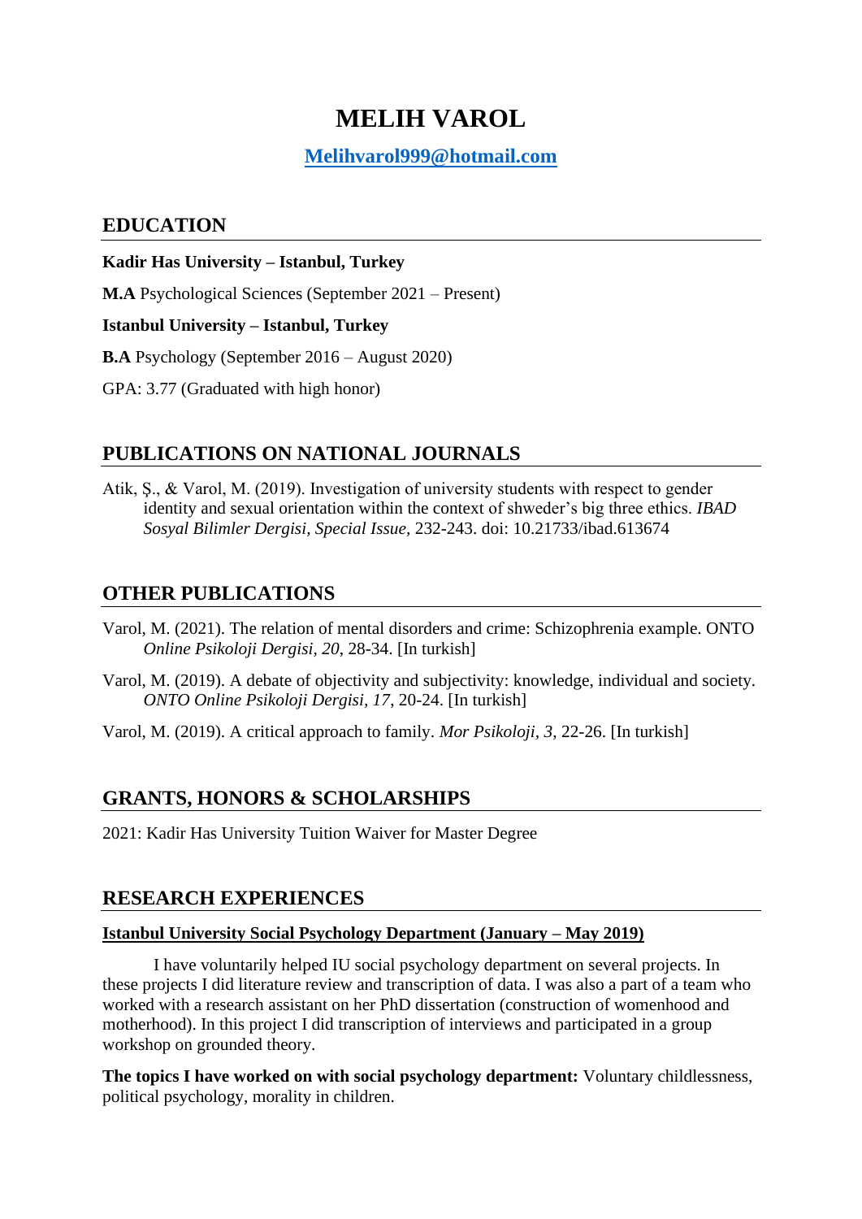# MELIH VAROL

**Melihvarol999@hotmail.com**

## EDUCATION

**Kadir Has University – Istanbul, Turkey**

**M.A** Psychological Sciences (September 2021 – Present)

**Istanbul University – Istanbul, Turkey**

**B.A** Psychology (September 2016 – August 2020)

GPA: 3.77 (Graduated with high honor)

## PUBLICATIONS ON NATIONAL JOURNALS

Atik, Ş., & Varol, M. (2019). Investigation of university students with respect to gender identity and sexual orientation within the context of shweder's big three ethics. *IBAD Sosyal Bilimler Dergisi, Special Issue,* 232-243. doi: 10.21733/ibad.613674

## OTHER PUBLICATIONS

Varol, M. (2021). The relation of mental disorders and crime: Schizophrenia example. ONTO *Online Psikoloji Dergisi, 20*, 28-34. [In turkish]

Varol, M. (2019). A debate of objectivity and subjectivity: knowledge, individual and society. *ONTO Online Psikoloji Dergisi, 17*, 20-24. [In turkish]

Varol, M. (2019). A critical approach to family. *Mor Psikoloji, 3*, 22-26. [In turkish]

## GRANTS, HONORS & SCHOLARSHIPS

2021: Kadir Has University Tuition Waiver for Master Degree

## RESEARCH EXPERIENCES

**Istanbul University Social Psychology Department (January – May 2019)**

I have voluntarily helped IU social psychology department on several projects. In these projects I did literature review and transcription of data. I was also a part of a team who worked with a research assistant on her PhD dissertation (construction of womenhood and motherhood). In this project I did transcription of interviews and participated in a group workshop on grounded theory.

**The topics I have worked on with social psychology department:** Voluntary childlessness, political psychology, morality in children.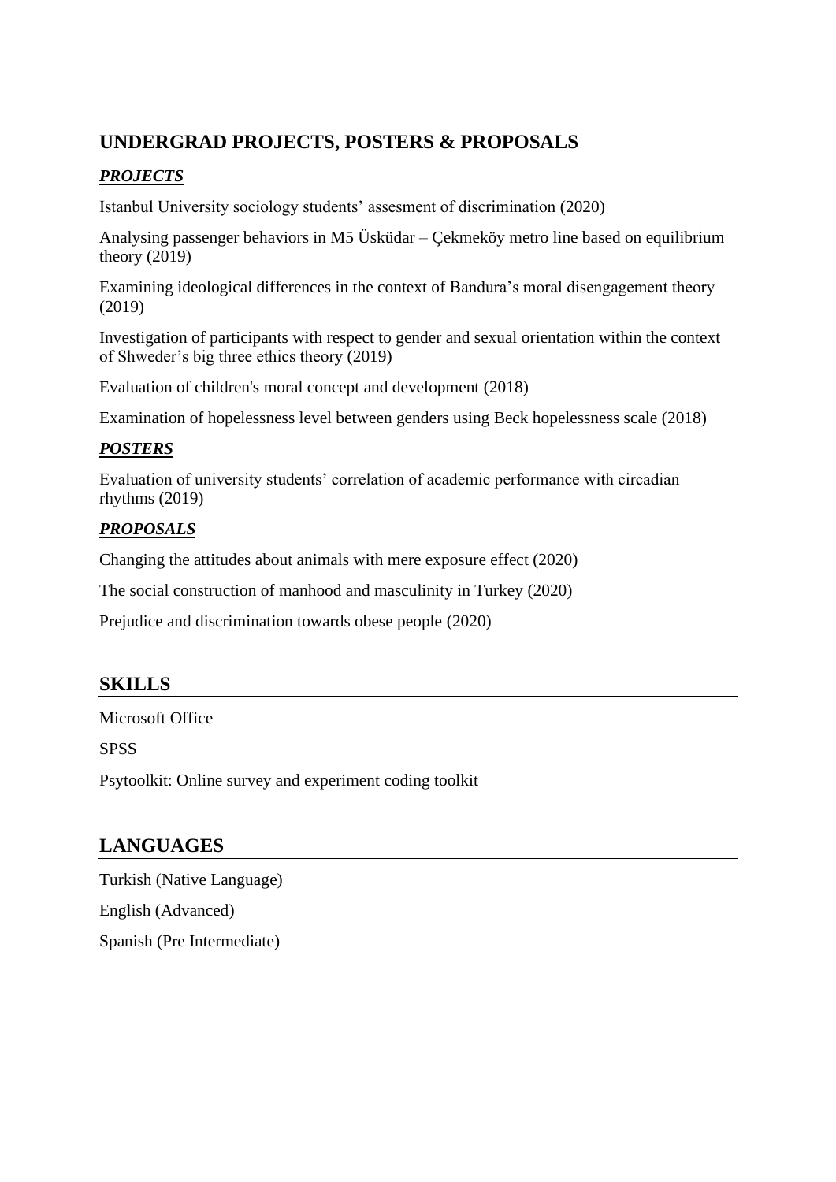## UNDERGRAD PROJECTS, POSTERS & PROPOSALS

### ***PROJECTS***

Istanbul University sociology students' assesment of discrimination (2020)

Analysing passenger behaviors in M5 Üsküdar – Çekmeköy metro line based on equilibrium theory (2019)

Examining ideological differences in the context of Bandura's moral disengagement theory (2019)

Investigation of participants with respect to gender and sexual orientation within the context of Shweder's big three ethics theory (2019)

Evaluation of children's moral concept and development (2018)

Examination of hopelessness level between genders using Beck hopelessness scale (2018)

### ***POSTERS***

Evaluation of university students' correlation of academic performance with circadian rhythms (2019)

### ***PROPOSALS***

Changing the attitudes about animals with mere exposure effect (2020)

The social construction of manhood and masculinity in Turkey (2020)

Prejudice and discrimination towards obese people (2020)

## SKILLS

Microsoft Office

SPSS

Psytoolkit: Online survey and experiment coding toolkit

## LANGUAGES

Turkish (Native Language)

English (Advanced)

Spanish (Pre Intermediate)